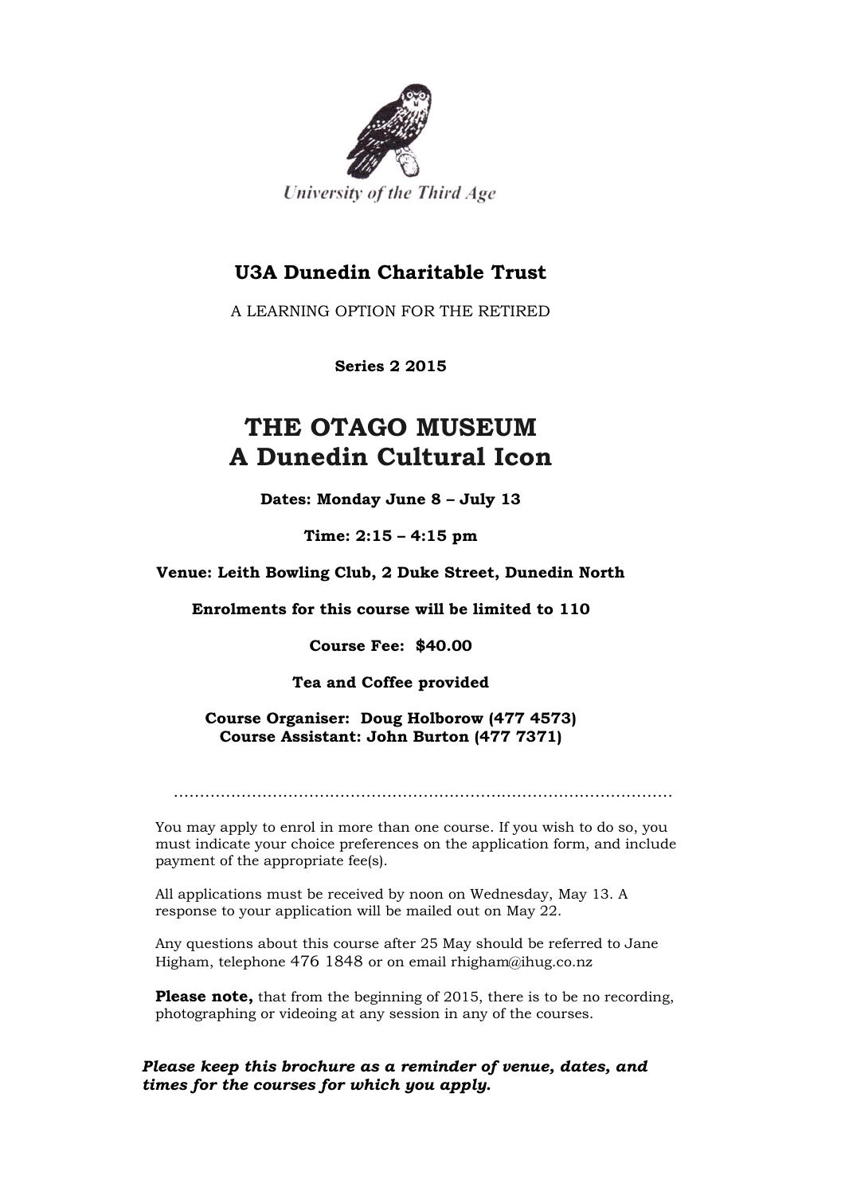University of the Third Age

## U3A Dunedin Charitable Trust

A LEARNING OPTION FOR THE RETIRED

**Series 2 2015**

# THE OTAGO MUSEUM
# A Dunedin Cultural Icon

**Dates: Monday June 8 – July 13**

**Time: 2:15 – 4:15 pm**

**Venue: Leith Bowling Club, 2 Duke Street, Dunedin North**

**Enrolments for this course will be limited to 110**

**Course Fee: $40.00**

**Tea and Coffee provided**

**Course Organiser: Doug Holborow (477 4573)**
**Course Assistant: John Burton (477 7371)**

………………………………………………………………………………………

You may apply to enrol in more than one course. If you wish to do so, you must indicate your choice preferences on the application form, and include payment of the appropriate fee(s).

All applications must be received by noon on Wednesday, May 13. A response to your application will be mailed out on May 22.

Any questions about this course after 25 May should be referred to Jane Higham, telephone 476 1848 or on email rhigham@ihug.co.nz

**Please note,** that from the beginning of 2015, there is to be no recording, photographing or videoing at any session in any of the courses.

***Please keep this brochure as a reminder of venue, dates, and times for the courses for which you apply.***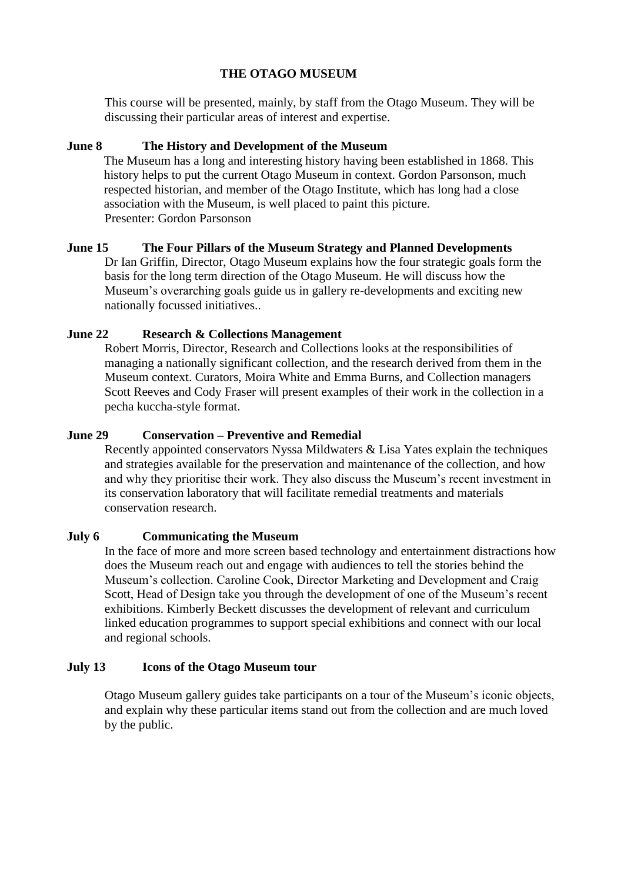# THE OTAGO MUSEUM

This course will be presented, mainly, by staff from the Otago Museum. They will be discussing their particular areas of interest and expertise.

**June 8 The History and Development of the Museum**

The Museum has a long and interesting history having been established in 1868. This history helps to put the current Otago Museum in context. Gordon Parsonson, much respected historian, and member of the Otago Institute, which has long had a close association with the Museum, is well placed to paint this picture.
Presenter: Gordon Parsonson

**June 15 The Four Pillars of the Museum Strategy and Planned Developments**

Dr Ian Griffin, Director, Otago Museum explains how the four strategic goals form the basis for the long term direction of the Otago Museum. He will discuss how the Museum's overarching goals guide us in gallery re-developments and exciting new nationally focussed initiatives..

**June 22 Research & Collections Management**

Robert Morris, Director, Research and Collections looks at the responsibilities of managing a nationally significant collection, and the research derived from them in the Museum context. Curators, Moira White and Emma Burns, and Collection managers Scott Reeves and Cody Fraser will present examples of their work in the collection in a pecha kuccha-style format.

**June 29 Conservation – Preventive and Remedial**

Recently appointed conservators Nyssa Mildwaters & Lisa Yates explain the techniques and strategies available for the preservation and maintenance of the collection, and how and why they prioritise their work. They also discuss the Museum's recent investment in its conservation laboratory that will facilitate remedial treatments and materials conservation research.

**July 6 Communicating the Museum**

In the face of more and more screen based technology and entertainment distractions how does the Museum reach out and engage with audiences to tell the stories behind the Museum's collection. Caroline Cook, Director Marketing and Development and Craig Scott, Head of Design take you through the development of one of the Museum's recent exhibitions. Kimberly Beckett discusses the development of relevant and curriculum linked education programmes to support special exhibitions and connect with our local and regional schools.

**July 13 Icons of the Otago Museum tour**

Otago Museum gallery guides take participants on a tour of the Museum's iconic objects, and explain why these particular items stand out from the collection and are much loved by the public.